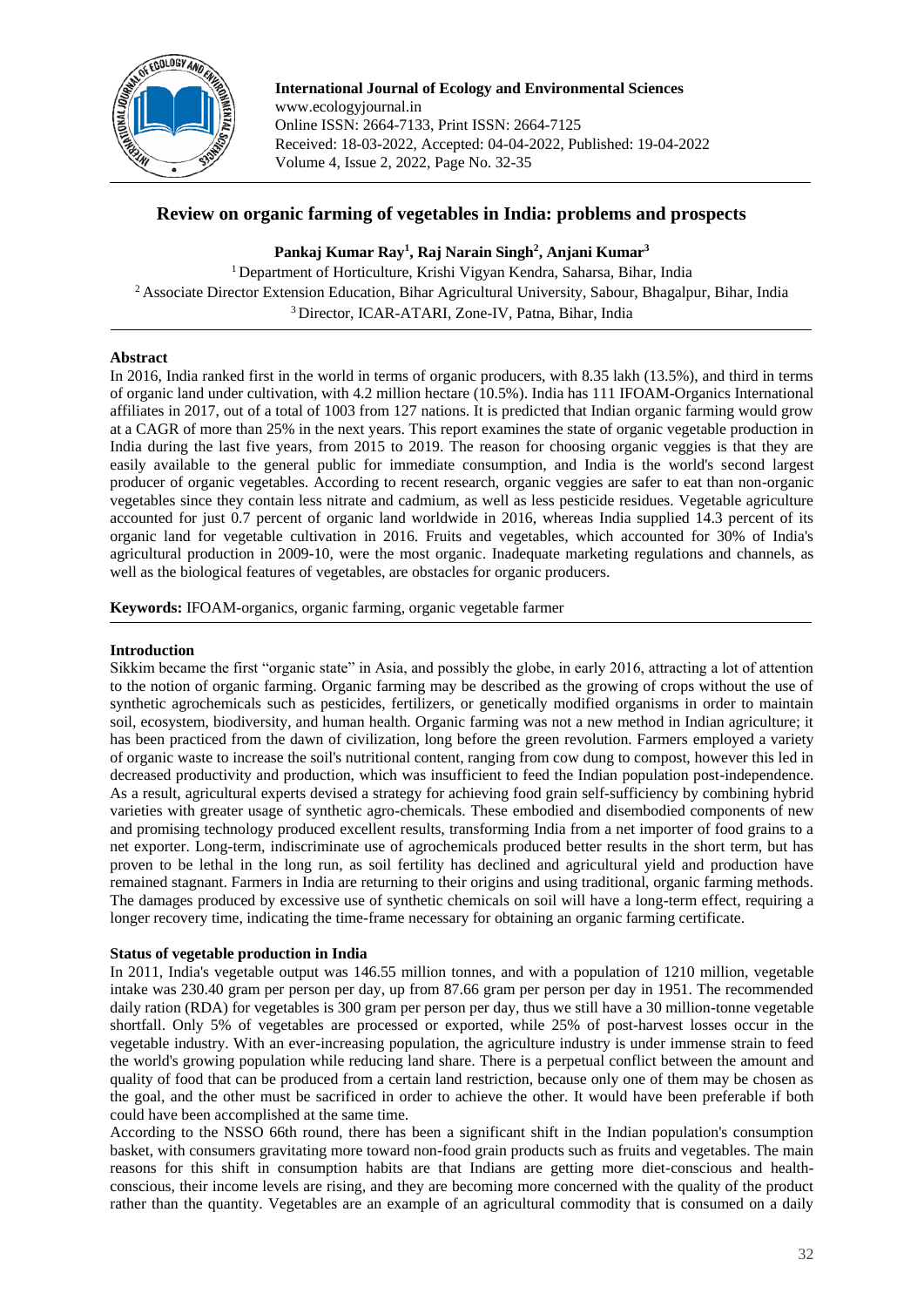International Journal of Ecology and Environmental Sciences
www.ecologyjournal.in
Online ISSN: 2664-7133, Print ISSN: 2664-7125
Received: 18-03-2022, Accepted: 04-04-2022, Published: 19-04-2022
Volume 4, Issue 2, 2022, Page No. 32-35

# Review on organic farming of vegetables in India: problems and prospects

**Pankaj Kumar Ray[1], Raj Narain Singh[2], Anjani Kumar[3]**

[1] Department of Horticulture, Krishi Vigyan Kendra, Saharsa, Bihar, India
[2] Associate Director Extension Education, Bihar Agricultural University, Sabour, Bhagalpur, Bihar, India
[3] Director, ICAR-ATARI, Zone-IV, Patna, Bihar, India

## Abstract

In 2016, India ranked first in the world in terms of organic producers, with 8.35 lakh (13.5%), and third in terms of organic land under cultivation, with 4.2 million hectare (10.5%). India has 111 IFOAM-Organics International affiliates in 2017, out of a total of 1003 from 127 nations. It is predicted that Indian organic farming would grow at a CAGR of more than 25% in the next years. This report examines the state of organic vegetable production in India during the last five years, from 2015 to 2019. The reason for choosing organic veggies is that they are easily available to the general public for immediate consumption, and India is the world's second largest producer of organic vegetables. According to recent research, organic veggies are safer to eat than non-organic vegetables since they contain less nitrate and cadmium, as well as less pesticide residues. Vegetable agriculture accounted for just 0.7 percent of organic land worldwide in 2016, whereas India supplied 14.3 percent of its organic land for vegetable cultivation in 2016. Fruits and vegetables, which accounted for 30% of India's agricultural production in 2009-10, were the most organic. Inadequate marketing regulations and channels, as well as the biological features of vegetables, are obstacles for organic producers.

**Keywords:** IFOAM-organics, organic farming, organic vegetable farmer

## Introduction

Sikkim became the first "organic state" in Asia, and possibly the globe, in early 2016, attracting a lot of attention to the notion of organic farming. Organic farming may be described as the growing of crops without the use of synthetic agrochemicals such as pesticides, fertilizers, or genetically modified organisms in order to maintain soil, ecosystem, biodiversity, and human health. Organic farming was not a new method in Indian agriculture; it has been practiced from the dawn of civilization, long before the green revolution. Farmers employed a variety of organic waste to increase the soil's nutritional content, ranging from cow dung to compost, however this led in decreased productivity and production, which was insufficient to feed the Indian population post-independence. As a result, agricultural experts devised a strategy for achieving food grain self-sufficiency by combining hybrid varieties with greater usage of synthetic agro-chemicals. These embodied and disembodied components of new and promising technology produced excellent results, transforming India from a net importer of food grains to a net exporter. Long-term, indiscriminate use of agrochemicals produced better results in the short term, but has proven to be lethal in the long run, as soil fertility has declined and agricultural yield and production have remained stagnant. Farmers in India are returning to their origins and using traditional, organic farming methods. The damages produced by excessive use of synthetic chemicals on soil will have a long-term effect, requiring a longer recovery time, indicating the time-frame necessary for obtaining an organic farming certificate.

### Status of vegetable production in India

In 2011, India's vegetable output was 146.55 million tonnes, and with a population of 1210 million, vegetable intake was 230.40 gram per person per day, up from 87.66 gram per person per day in 1951. The recommended daily ration (RDA) for vegetables is 300 gram per person per day, thus we still have a 30 million-tonne vegetable shortfall. Only 5% of vegetables are processed or exported, while 25% of post-harvest losses occur in the vegetable industry. With an ever-increasing population, the agriculture industry is under immense strain to feed the world's growing population while reducing land share. There is a perpetual conflict between the amount and quality of food that can be produced from a certain land restriction, because only one of them may be chosen as the goal, and the other must be sacrificed in order to achieve the other. It would have been preferable if both could have been accomplished at the same time.

According to the NSSO 66th round, there has been a significant shift in the Indian population's consumption basket, with consumers gravitating more toward non-food grain products such as fruits and vegetables. The main reasons for this shift in consumption habits are that Indians are getting more diet-conscious and health-conscious, their income levels are rising, and they are becoming more concerned with the quality of the product rather than the quantity. Vegetables are an example of an agricultural commodity that is consumed on a daily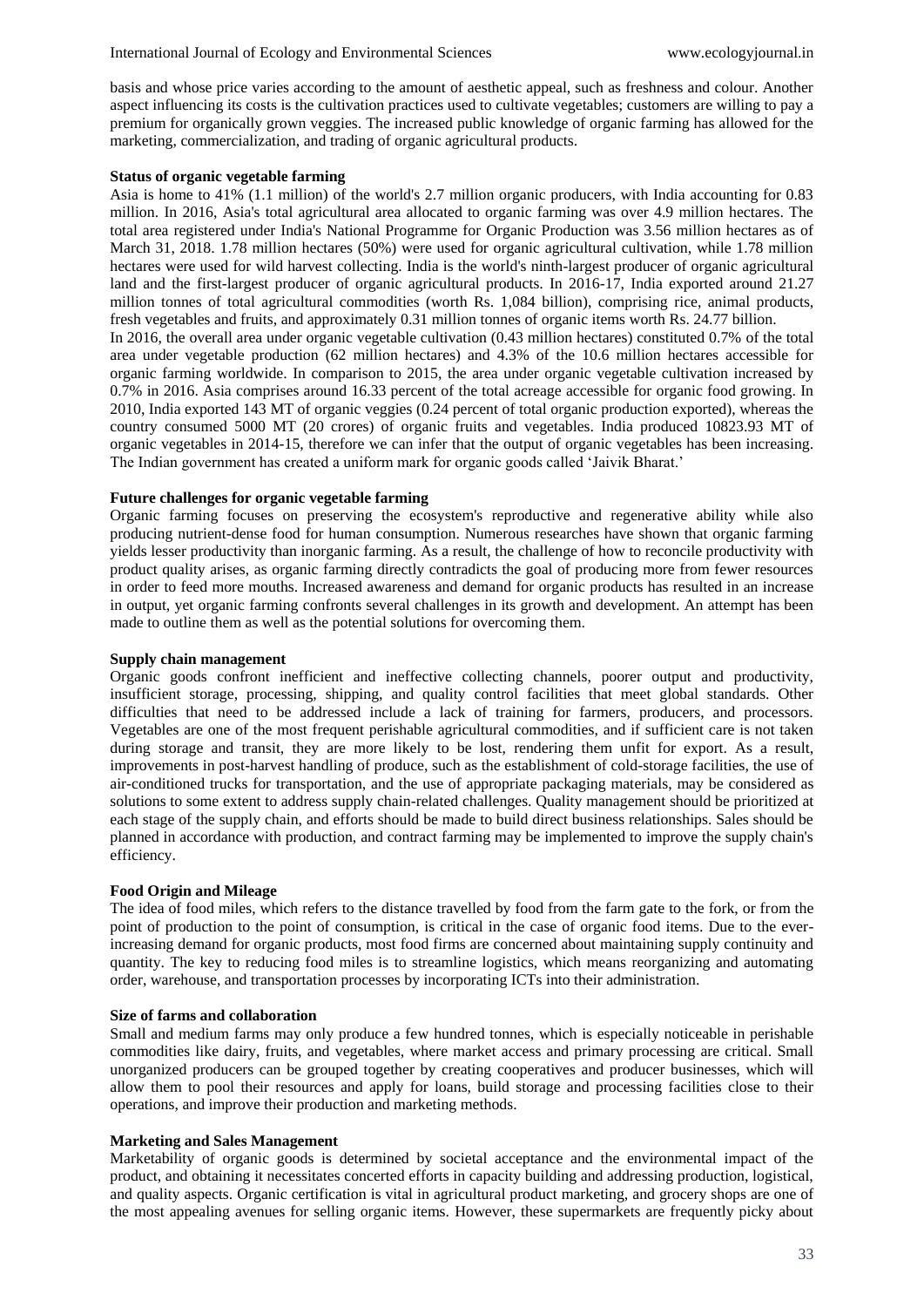basis and whose price varies according to the amount of aesthetic appeal, such as freshness and colour. Another aspect influencing its costs is the cultivation practices used to cultivate vegetables; customers are willing to pay a premium for organically grown veggies. The increased public knowledge of organic farming has allowed for the marketing, commercialization, and trading of organic agricultural products.

### Status of organic vegetable farming

Asia is home to 41% (1.1 million) of the world's 2.7 million organic producers, with India accounting for 0.83 million. In 2016, Asia's total agricultural area allocated to organic farming was over 4.9 million hectares. The total area registered under India's National Programme for Organic Production was 3.56 million hectares as of March 31, 2018. 1.78 million hectares (50%) were used for organic agricultural cultivation, while 1.78 million hectares were used for wild harvest collecting. India is the world's ninth-largest producer of organic agricultural land and the first-largest producer of organic agricultural products. In 2016-17, India exported around 21.27 million tonnes of total agricultural commodities (worth Rs. 1,084 billion), comprising rice, animal products, fresh vegetables and fruits, and approximately 0.31 million tonnes of organic items worth Rs. 24.77 billion.

In 2016, the overall area under organic vegetable cultivation (0.43 million hectares) constituted 0.7% of the total area under vegetable production (62 million hectares) and 4.3% of the 10.6 million hectares accessible for organic farming worldwide. In comparison to 2015, the area under organic vegetable cultivation increased by 0.7% in 2016. Asia comprises around 16.33 percent of the total acreage accessible for organic food growing. In 2010, India exported 143 MT of organic veggies (0.24 percent of total organic production exported), whereas the country consumed 5000 MT (20 crores) of organic fruits and vegetables. India produced 10823.93 MT of organic vegetables in 2014-15, therefore we can infer that the output of organic vegetables has been increasing. The Indian government has created a uniform mark for organic goods called 'Jaivik Bharat.'

### Future challenges for organic vegetable farming

Organic farming focuses on preserving the ecosystem's reproductive and regenerative ability while also producing nutrient-dense food for human consumption. Numerous researches have shown that organic farming yields lesser productivity than inorganic farming. As a result, the challenge of how to reconcile productivity with product quality arises, as organic farming directly contradicts the goal of producing more from fewer resources in order to feed more mouths. Increased awareness and demand for organic products has resulted in an increase in output, yet organic farming confronts several challenges in its growth and development. An attempt has been made to outline them as well as the potential solutions for overcoming them.

### Supply chain management

Organic goods confront inefficient and ineffective collecting channels, poorer output and productivity, insufficient storage, processing, shipping, and quality control facilities that meet global standards. Other difficulties that need to be addressed include a lack of training for farmers, producers, and processors. Vegetables are one of the most frequent perishable agricultural commodities, and if sufficient care is not taken during storage and transit, they are more likely to be lost, rendering them unfit for export. As a result, improvements in post-harvest handling of produce, such as the establishment of cold-storage facilities, the use of air-conditioned trucks for transportation, and the use of appropriate packaging materials, may be considered as solutions to some extent to address supply chain-related challenges. Quality management should be prioritized at each stage of the supply chain, and efforts should be made to build direct business relationships. Sales should be planned in accordance with production, and contract farming may be implemented to improve the supply chain's efficiency.

### Food Origin and Mileage

The idea of food miles, which refers to the distance travelled by food from the farm gate to the fork, or from the point of production to the point of consumption, is critical in the case of organic food items. Due to the ever-increasing demand for organic products, most food firms are concerned about maintaining supply continuity and quantity. The key to reducing food miles is to streamline logistics, which means reorganizing and automating order, warehouse, and transportation processes by incorporating ICTs into their administration.

### Size of farms and collaboration

Small and medium farms may only produce a few hundred tonnes, which is especially noticeable in perishable commodities like dairy, fruits, and vegetables, where market access and primary processing are critical. Small unorganized producers can be grouped together by creating cooperatives and producer businesses, which will allow them to pool their resources and apply for loans, build storage and processing facilities close to their operations, and improve their production and marketing methods.

### Marketing and Sales Management

Marketability of organic goods is determined by societal acceptance and the environmental impact of the product, and obtaining it necessitates concerted efforts in capacity building and addressing production, logistical, and quality aspects. Organic certification is vital in agricultural product marketing, and grocery shops are one of the most appealing avenues for selling organic items. However, these supermarkets are frequently picky about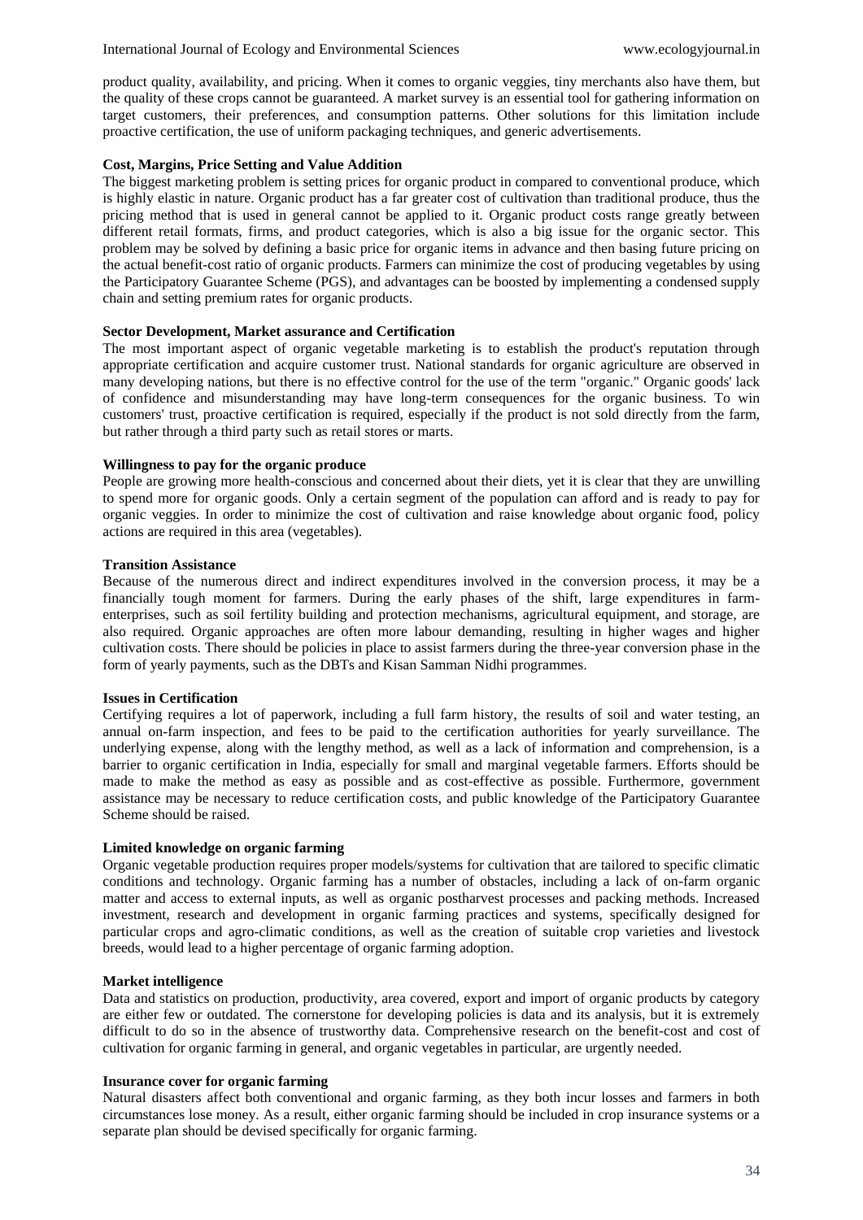product quality, availability, and pricing. When it comes to organic veggies, tiny merchants also have them, but the quality of these crops cannot be guaranteed. A market survey is an essential tool for gathering information on target customers, their preferences, and consumption patterns. Other solutions for this limitation include proactive certification, the use of uniform packaging techniques, and generic advertisements.

**Cost, Margins, Price Setting and Value Addition**

The biggest marketing problem is setting prices for organic product in compared to conventional produce, which is highly elastic in nature. Organic product has a far greater cost of cultivation than traditional produce, thus the pricing method that is used in general cannot be applied to it. Organic product costs range greatly between different retail formats, firms, and product categories, which is also a big issue for the organic sector. This problem may be solved by defining a basic price for organic items in advance and then basing future pricing on the actual benefit-cost ratio of organic products. Farmers can minimize the cost of producing vegetables by using the Participatory Guarantee Scheme (PGS), and advantages can be boosted by implementing a condensed supply chain and setting premium rates for organic products.

**Sector Development, Market assurance and Certification**

The most important aspect of organic vegetable marketing is to establish the product's reputation through appropriate certification and acquire customer trust. National standards for organic agriculture are observed in many developing nations, but there is no effective control for the use of the term "organic." Organic goods' lack of confidence and misunderstanding may have long-term consequences for the organic business. To win customers' trust, proactive certification is required, especially if the product is not sold directly from the farm, but rather through a third party such as retail stores or marts.

**Willingness to pay for the organic produce**

People are growing more health-conscious and concerned about their diets, yet it is clear that they are unwilling to spend more for organic goods. Only a certain segment of the population can afford and is ready to pay for organic veggies. In order to minimize the cost of cultivation and raise knowledge about organic food, policy actions are required in this area (vegetables).

**Transition Assistance**

Because of the numerous direct and indirect expenditures involved in the conversion process, it may be a financially tough moment for farmers. During the early phases of the shift, large expenditures in farm-enterprises, such as soil fertility building and protection mechanisms, agricultural equipment, and storage, are also required. Organic approaches are often more labour demanding, resulting in higher wages and higher cultivation costs. There should be policies in place to assist farmers during the three-year conversion phase in the form of yearly payments, such as the DBTs and Kisan Samman Nidhi programmes.

**Issues in Certification**

Certifying requires a lot of paperwork, including a full farm history, the results of soil and water testing, an annual on-farm inspection, and fees to be paid to the certification authorities for yearly surveillance. The underlying expense, along with the lengthy method, as well as a lack of information and comprehension, is a barrier to organic certification in India, especially for small and marginal vegetable farmers. Efforts should be made to make the method as easy as possible and as cost-effective as possible. Furthermore, government assistance may be necessary to reduce certification costs, and public knowledge of the Participatory Guarantee Scheme should be raised.

**Limited knowledge on organic farming**

Organic vegetable production requires proper models/systems for cultivation that are tailored to specific climatic conditions and technology. Organic farming has a number of obstacles, including a lack of on-farm organic matter and access to external inputs, as well as organic postharvest processes and packing methods. Increased investment, research and development in organic farming practices and systems, specifically designed for particular crops and agro-climatic conditions, as well as the creation of suitable crop varieties and livestock breeds, would lead to a higher percentage of organic farming adoption.

**Market intelligence**

Data and statistics on production, productivity, area covered, export and import of organic products by category are either few or outdated. The cornerstone for developing policies is data and its analysis, but it is extremely difficult to do so in the absence of trustworthy data. Comprehensive research on the benefit-cost and cost of cultivation for organic farming in general, and organic vegetables in particular, are urgently needed.

**Insurance cover for organic farming**

Natural disasters affect both conventional and organic farming, as they both incur losses and farmers in both circumstances lose money. As a result, either organic farming should be included in crop insurance systems or a separate plan should be devised specifically for organic farming.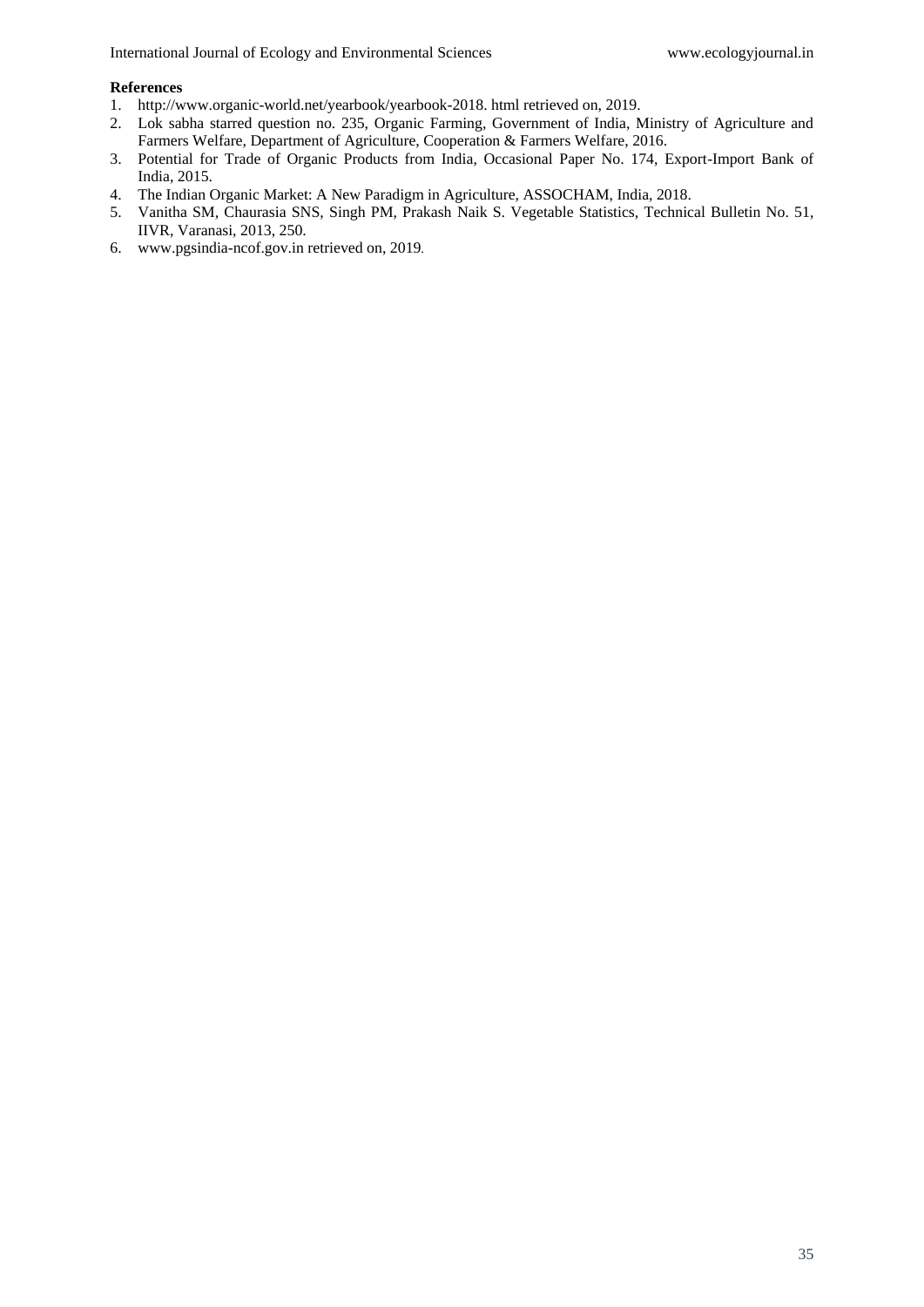**References**

1. http://www.organic-world.net/yearbook/yearbook-2018. html retrieved on, 2019.
2. Lok sabha starred question no. 235, Organic Farming, Government of India, Ministry of Agriculture and Farmers Welfare, Department of Agriculture, Cooperation & Farmers Welfare, 2016.
3. Potential for Trade of Organic Products from India, Occasional Paper No. 174, Export-Import Bank of India, 2015.
4. The Indian Organic Market: A New Paradigm in Agriculture, ASSOCHAM, India, 2018.
5. Vanitha SM, Chaurasia SNS, Singh PM, Prakash Naik S. Vegetable Statistics, Technical Bulletin No. 51, IIVR, Varanasi, 2013, 250.
6. www.pgsindia-ncof.gov.in retrieved on, 2019.